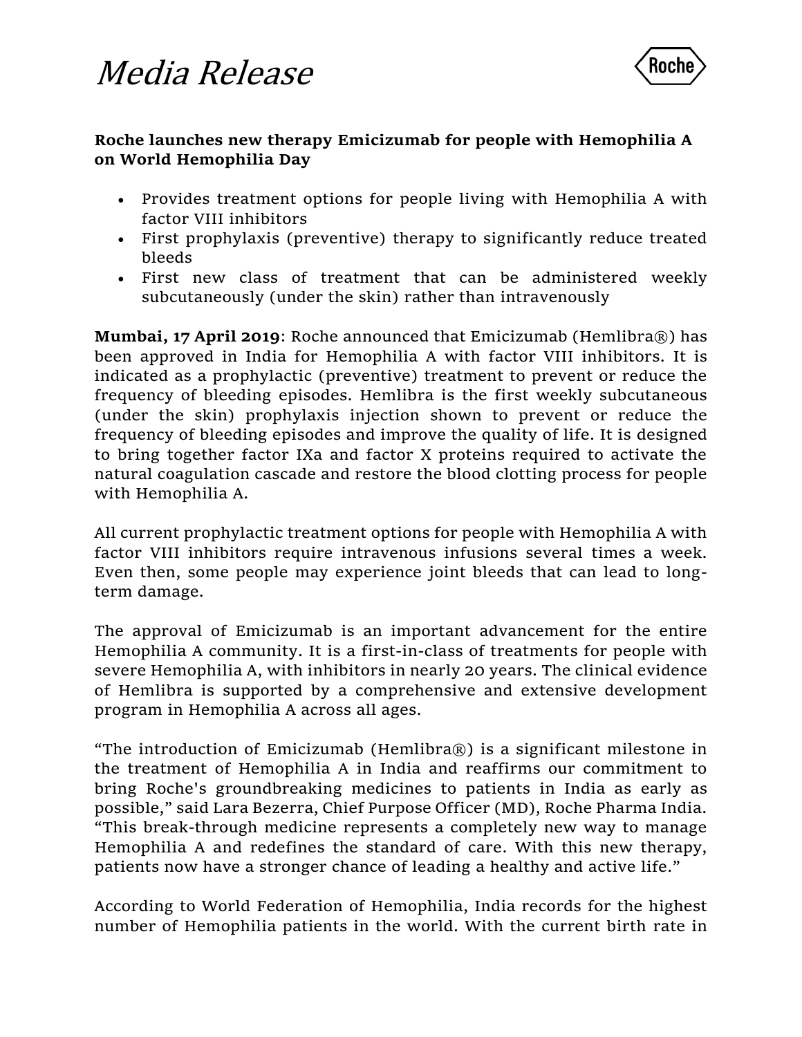# Media Release

**Roche launches new therapy Emicizumab for people with Hemophilia A on World Hemophilia Day**

- Provides treatment options for people living with Hemophilia A with factor VIII inhibitors
- First prophylaxis (preventive) therapy to significantly reduce treated bleeds
- First new class of treatment that can be administered weekly subcutaneously (under the skin) rather than intravenously

**Mumbai, 17 April 2019**: Roche announced that Emicizumab (Hemlibra®) has been approved in India for Hemophilia A with factor VIII inhibitors. It is indicated as a prophylactic (preventive) treatment to prevent or reduce the frequency of bleeding episodes. Hemlibra is the first weekly subcutaneous (under the skin) prophylaxis injection shown to prevent or reduce the frequency of bleeding episodes and improve the quality of life. It is designed to bring together factor IXa and factor X proteins required to activate the natural coagulation cascade and restore the blood clotting process for people with Hemophilia A.

All current prophylactic treatment options for people with Hemophilia A with factor VIII inhibitors require intravenous infusions several times a week. Even then, some people may experience joint bleeds that can lead to long-term damage.

The approval of Emicizumab is an important advancement for the entire Hemophilia A community. It is a first-in-class of treatments for people with severe Hemophilia A, with inhibitors in nearly 20 years. The clinical evidence of Hemlibra is supported by a comprehensive and extensive development program in Hemophilia A across all ages.

"The introduction of Emicizumab (Hemlibra®) is a significant milestone in the treatment of Hemophilia A in India and reaffirms our commitment to bring Roche's groundbreaking medicines to patients in India as early as possible," said Lara Bezerra, Chief Purpose Officer (MD), Roche Pharma India. "This break-through medicine represents a completely new way to manage Hemophilia A and redefines the standard of care. With this new therapy, patients now have a stronger chance of leading a healthy and active life."

According to World Federation of Hemophilia, India records for the highest number of Hemophilia patients in the world. With the current birth rate in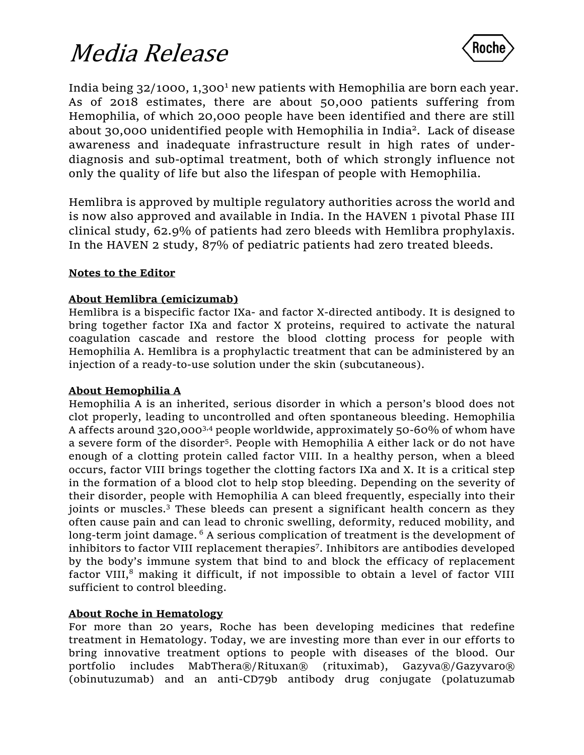India being 32/1000, 1,300[1] new patients with Hemophilia are born each year. As of 2018 estimates, there are about 50,000 patients suffering from Hemophilia, of which 20,000 people have been identified and there are still about 30,000 unidentified people with Hemophilia in India[2]. Lack of disease awareness and inadequate infrastructure result in high rates of under-diagnosis and sub-optimal treatment, both of which strongly influence not only the quality of life but also the lifespan of people with Hemophilia.

Hemlibra is approved by multiple regulatory authorities across the world and is now also approved and available in India. In the HAVEN 1 pivotal Phase III clinical study, 62.9% of patients had zero bleeds with Hemlibra prophylaxis. In the HAVEN 2 study, 87% of pediatric patients had zero treated bleeds.

**Notes to the Editor**

**About Hemlibra (emicizumab)**

Hemlibra is a bispecific factor IXa- and factor X-directed antibody. It is designed to bring together factor IXa and factor X proteins, required to activate the natural coagulation cascade and restore the blood clotting process for people with Hemophilia A. Hemlibra is a prophylactic treatment that can be administered by an injection of a ready-to-use solution under the skin (subcutaneous).

**About Hemophilia A**

Hemophilia A is an inherited, serious disorder in which a person's blood does not clot properly, leading to uncontrolled and often spontaneous bleeding. Hemophilia A affects around 320,000[3,4] people worldwide, approximately 50-60% of whom have a severe form of the disorder[5]. People with Hemophilia A either lack or do not have enough of a clotting protein called factor VIII. In a healthy person, when a bleed occurs, factor VIII brings together the clotting factors IXa and X. It is a critical step in the formation of a blood clot to help stop bleeding. Depending on the severity of their disorder, people with Hemophilia A can bleed frequently, especially into their joints or muscles.[3] These bleeds can present a significant health concern as they often cause pain and can lead to chronic swelling, deformity, reduced mobility, and long-term joint damage. [6] A serious complication of treatment is the development of inhibitors to factor VIII replacement therapies[7]. Inhibitors are antibodies developed by the body's immune system that bind to and block the efficacy of replacement factor VIII,[8] making it difficult, if not impossible to obtain a level of factor VIII sufficient to control bleeding.

**About Roche in Hematology**

For more than 20 years, Roche has been developing medicines that redefine treatment in Hematology. Today, we are investing more than ever in our efforts to bring innovative treatment options to people with diseases of the blood. Our portfolio includes MabThera®/Rituxan® (rituximab), Gazyva®/Gazyvaro® (obinutuzumab) and an anti-CD79b antibody drug conjugate (polatuzumab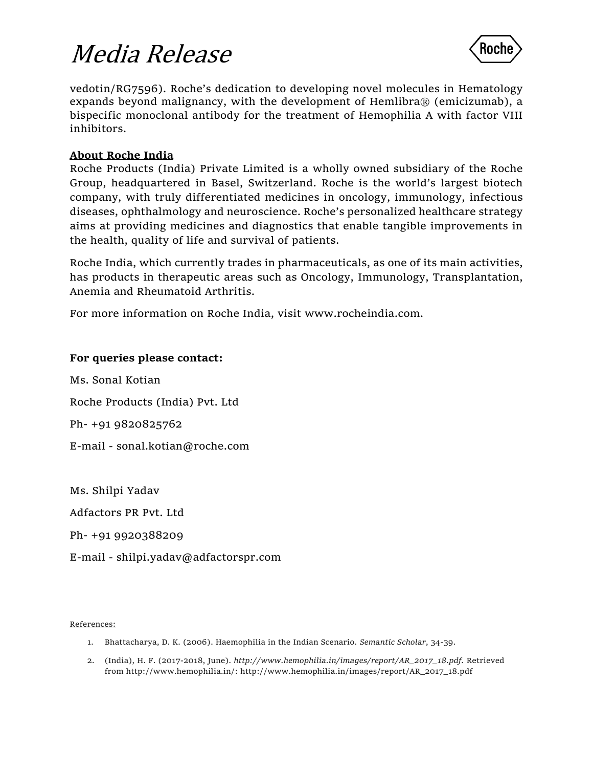vedotin/RG7596). Roche's dedication to developing novel molecules in Hematology expands beyond malignancy, with the development of Hemlibra® (emicizumab), a bispecific monoclonal antibody for the treatment of Hemophilia A with factor VIII inhibitors.

**About Roche India**

Roche Products (India) Private Limited is a wholly owned subsidiary of the Roche Group, headquartered in Basel, Switzerland. Roche is the world's largest biotech company, with truly differentiated medicines in oncology, immunology, infectious diseases, ophthalmology and neuroscience. Roche's personalized healthcare strategy aims at providing medicines and diagnostics that enable tangible improvements in the health, quality of life and survival of patients.

Roche India, which currently trades in pharmaceuticals, as one of its main activities, has products in therapeutic areas such as Oncology, Immunology, Transplantation, Anemia and Rheumatoid Arthritis.

For more information on Roche India, visit www.rocheindia.com.

**For queries please contact:**

Ms. Sonal Kotian

Roche Products (India) Pvt. Ltd

Ph- +91 9820825762

E-mail - sonal.kotian@roche.com

Ms. Shilpi Yadav

Adfactors PR Pvt. Ltd

Ph- +91 9920388209

E-mail - shilpi.yadav@adfactorspr.com

References:

1. Bhattacharya, D. K. (2006). Haemophilia in the Indian Scenario. *Semantic Scholar*, 34-39.
2. (India), H. F. (2017-2018, June). *http://www.hemophilia.in/images/report/AR_2017_18.pdf.* Retrieved from http://www.hemophilia.in/: http://www.hemophilia.in/images/report/AR_2017_18.pdf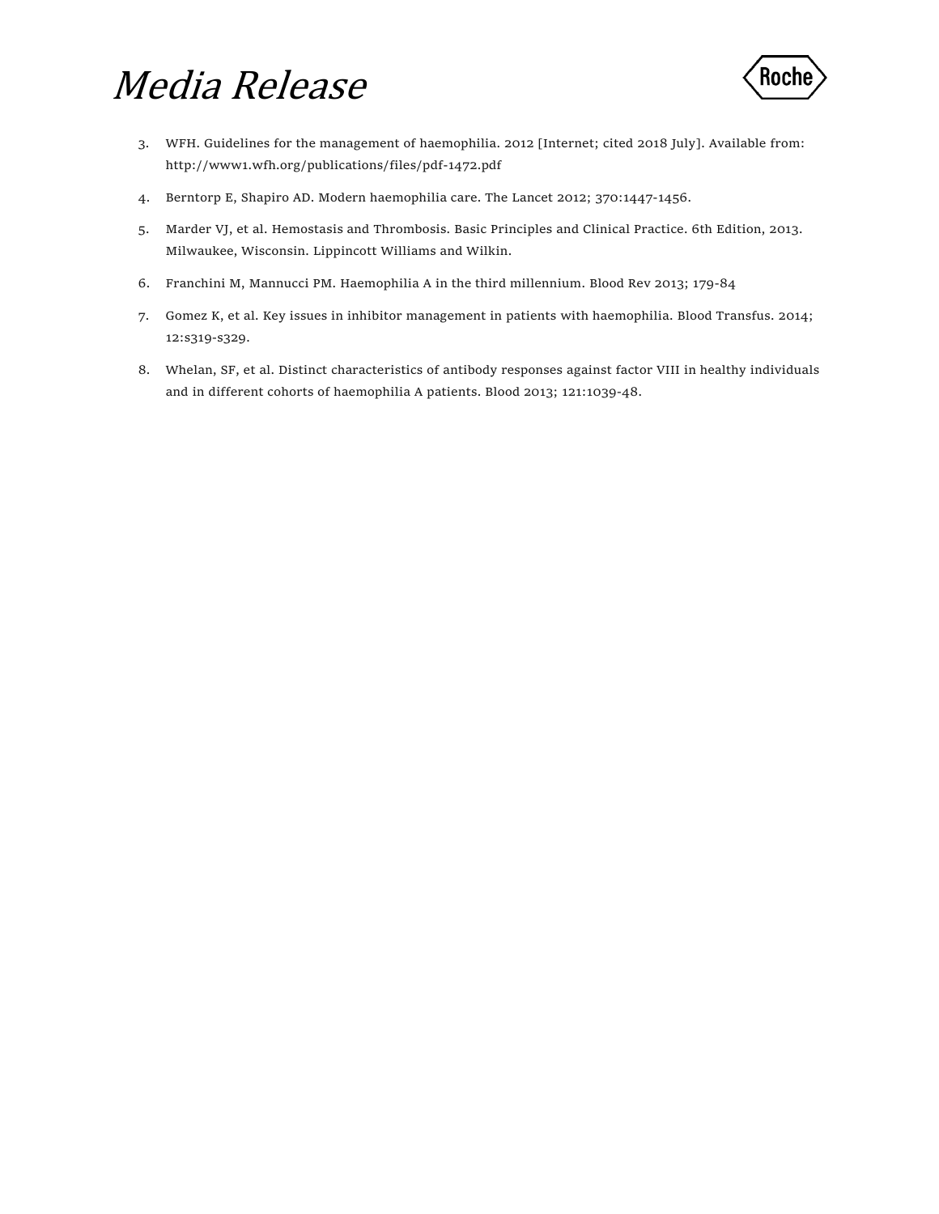3. WFH. Guidelines for the management of haemophilia. 2012 [Internet; cited 2018 July]. Available from: http://www1.wfh.org/publications/files/pdf-1472.pdf
4. Berntorp E, Shapiro AD. Modern haemophilia care. The Lancet 2012; 370:1447-1456.
5. Marder VJ, et al. Hemostasis and Thrombosis. Basic Principles and Clinical Practice. 6th Edition, 2013. Milwaukee, Wisconsin. Lippincott Williams and Wilkin.
6. Franchini M, Mannucci PM. Haemophilia A in the third millennium. Blood Rev 2013; 179-84
7. Gomez K, et al. Key issues in inhibitor management in patients with haemophilia. Blood Transfus. 2014; 12:s319-s329.
8. Whelan, SF, et al. Distinct characteristics of antibody responses against factor VIII in healthy individuals and in different cohorts of haemophilia A patients. Blood 2013; 121:1039-48.